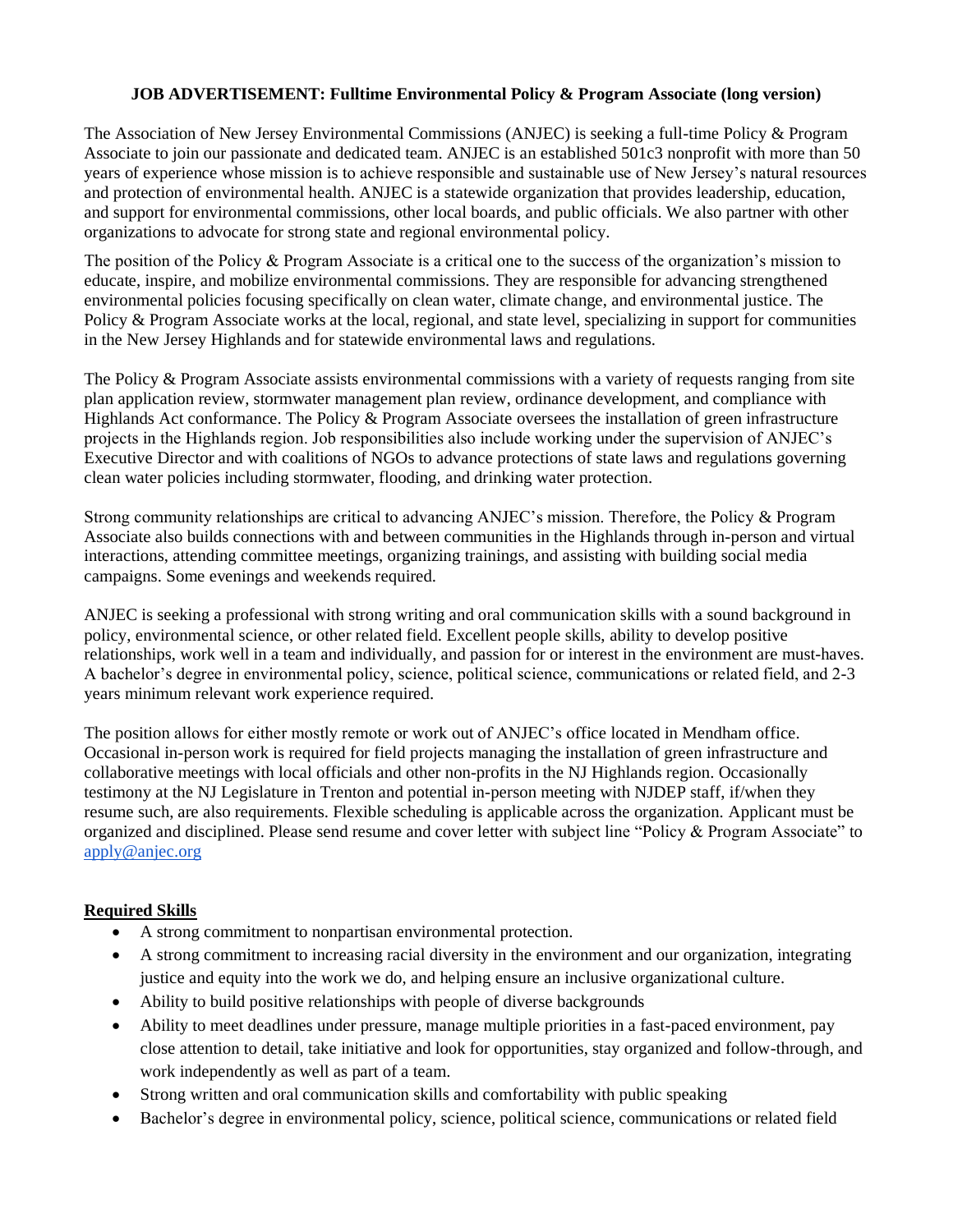**JOB ADVERTISEMENT: Fulltime Environmental Policy & Program Associate (long version)**

The Association of New Jersey Environmental Commissions (ANJEC) is seeking a full-time Policy & Program Associate to join our passionate and dedicated team. ANJEC is an established 501c3 nonprofit with more than 50 years of experience whose mission is to achieve responsible and sustainable use of New Jersey's natural resources and protection of environmental health. ANJEC is a statewide organization that provides leadership, education, and support for environmental commissions, other local boards, and public officials. We also partner with other organizations to advocate for strong state and regional environmental policy.

The position of the Policy & Program Associate is a critical one to the success of the organization's mission to educate, inspire, and mobilize environmental commissions. They are responsible for advancing strengthened environmental policies focusing specifically on clean water, climate change, and environmental justice. The Policy & Program Associate works at the local, regional, and state level, specializing in support for communities in the New Jersey Highlands and for statewide environmental laws and regulations.

The Policy & Program Associate assists environmental commissions with a variety of requests ranging from site plan application review, stormwater management plan review, ordinance development, and compliance with Highlands Act conformance. The Policy & Program Associate oversees the installation of green infrastructure projects in the Highlands region. Job responsibilities also include working under the supervision of ANJEC's Executive Director and with coalitions of NGOs to advance protections of state laws and regulations governing clean water policies including stormwater, flooding, and drinking water protection.

Strong community relationships are critical to advancing ANJEC's mission. Therefore, the Policy & Program Associate also builds connections with and between communities in the Highlands through in-person and virtual interactions, attending committee meetings, organizing trainings, and assisting with building social media campaigns. Some evenings and weekends required.

ANJEC is seeking a professional with strong writing and oral communication skills with a sound background in policy, environmental science, or other related field. Excellent people skills, ability to develop positive relationships, work well in a team and individually, and passion for or interest in the environment are must-haves. A bachelor's degree in environmental policy, science, political science, communications or related field, and 2-3 years minimum relevant work experience required.

The position allows for either mostly remote or work out of ANJEC's office located in Mendham office. Occasional in-person work is required for field projects managing the installation of green infrastructure and collaborative meetings with local officials and other non-profits in the NJ Highlands region. Occasionally testimony at the NJ Legislature in Trenton and potential in-person meeting with NJDEP staff, if/when they resume such, are also requirements. Flexible scheduling is applicable across the organization. Applicant must be organized and disciplined. Please send resume and cover letter with subject line "Policy & Program Associate" to apply@anjec.org

**Required Skills**

- A strong commitment to nonpartisan environmental protection.
- A strong commitment to increasing racial diversity in the environment and our organization, integrating justice and equity into the work we do, and helping ensure an inclusive organizational culture.
- Ability to build positive relationships with people of diverse backgrounds
- Ability to meet deadlines under pressure, manage multiple priorities in a fast-paced environment, pay close attention to detail, take initiative and look for opportunities, stay organized and follow-through, and work independently as well as part of a team.
- Strong written and oral communication skills and comfortability with public speaking
- Bachelor's degree in environmental policy, science, political science, communications or related field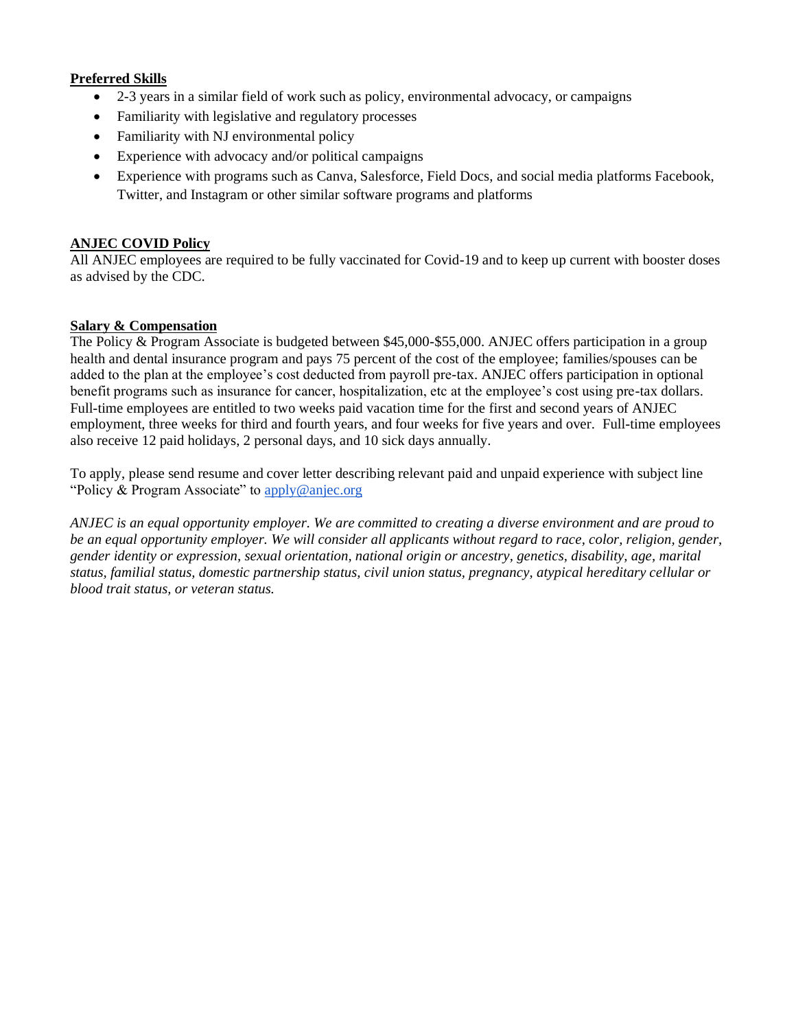**Preferred Skills**

- 2-3 years in a similar field of work such as policy, environmental advocacy, or campaigns
- Familiarity with legislative and regulatory processes
- Familiarity with NJ environmental policy
- Experience with advocacy and/or political campaigns
- Experience with programs such as Canva, Salesforce, Field Docs, and social media platforms Facebook, Twitter, and Instagram or other similar software programs and platforms

**ANJEC COVID Policy**

All ANJEC employees are required to be fully vaccinated for Covid-19 and to keep up current with booster doses as advised by the CDC.

**Salary & Compensation**

The Policy & Program Associate is budgeted between $45,000-$55,000. ANJEC offers participation in a group health and dental insurance program and pays 75 percent of the cost of the employee; families/spouses can be added to the plan at the employee's cost deducted from payroll pre-tax. ANJEC offers participation in optional benefit programs such as insurance for cancer, hospitalization, etc at the employee's cost using pre-tax dollars. Full-time employees are entitled to two weeks paid vacation time for the first and second years of ANJEC employment, three weeks for third and fourth years, and four weeks for five years and over. Full-time employees also receive 12 paid holidays, 2 personal days, and 10 sick days annually.

To apply, please send resume and cover letter describing relevant paid and unpaid experience with subject line "Policy & Program Associate" to apply@anjec.org

*ANJEC is an equal opportunity employer. We are committed to creating a diverse environment and are proud to be an equal opportunity employer. We will consider all applicants without regard to race, color, religion, gender, gender identity or expression, sexual orientation, national origin or ancestry, genetics, disability, age, marital status, familial status, domestic partnership status, civil union status, pregnancy, atypical hereditary cellular or blood trait status, or veteran status.*